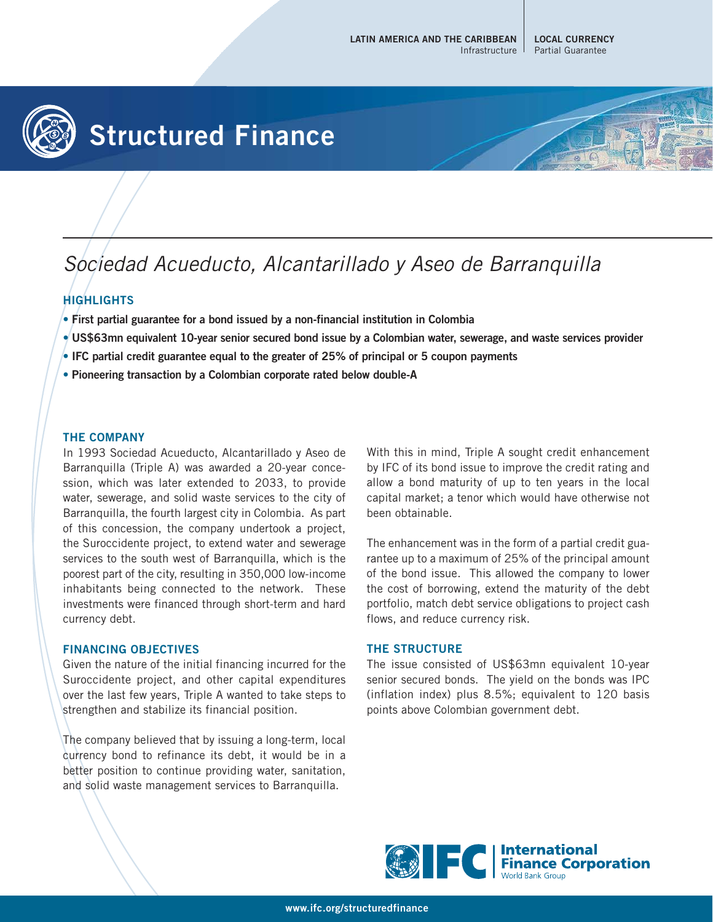LATIN AMERICA AND THE CARIBBEAN
Infrastructure

LOCAL CURRENCY
Partial Guarantee

# Structured Finance

## *Sociedad Acueducto, Alcantarillado y Aseo de Barranquilla*

### HIGHLIGHTS

- **First partial guarantee for a bond issued by a non-financial institution in Colombia**
- **US$63mn equivalent 10-year senior secured bond issue by a Colombian water, sewerage, and waste services provider**
- **IFC partial credit guarantee equal to the greater of 25% of principal or 5 coupon payments**
- **Pioneering transaction by a Colombian corporate rated below double-A**

### THE COMPANY

In 1993 Sociedad Acueducto, Alcantarillado y Aseo de Barranquilla (Triple A) was awarded a 20-year concession, which was later extended to 2033, to provide water, sewerage, and solid waste services to the city of Barranquilla, the fourth largest city in Colombia. As part of this concession, the company undertook a project, the Suroccidente project, to extend water and sewerage services to the south west of Barranquilla, which is the poorest part of the city, resulting in 350,000 low-income inhabitants being connected to the network. These investments were financed through short-term and hard currency debt.

### FINANCING OBJECTIVES

Given the nature of the initial financing incurred for the Suroccidente project, and other capital expenditures over the last few years, Triple A wanted to take steps to strengthen and stabilize its financial position.

The company believed that by issuing a long-term, local currency bond to refinance its debt, it would be in a better position to continue providing water, sanitation, and solid waste management services to Barranquilla.

With this in mind, Triple A sought credit enhancement by IFC of its bond issue to improve the credit rating and allow a bond maturity of up to ten years in the local capital market; a tenor which would have otherwise not been obtainable.

The enhancement was in the form of a partial credit guarantee up to a maximum of 25% of the principal amount of the bond issue. This allowed the company to lower the cost of borrowing, extend the maturity of the debt portfolio, match debt service obligations to project cash flows, and reduce currency risk.

### THE STRUCTURE

The issue consisted of US$63mn equivalent 10-year senior secured bonds. The yield on the bonds was IPC (inflation index) plus 8.5%; equivalent to 120 basis points above Colombian government debt.

International Finance Corporation
World Bank Group

www.ifc.org/structuredfinance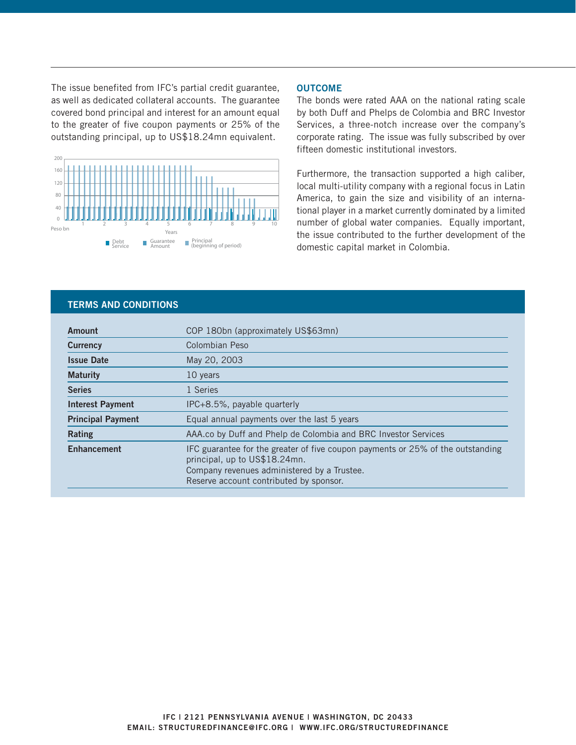The issue benefited from IFC's partial credit guarantee, as well as dedicated collateral accounts. The guarantee covered bond principal and interest for an amount equal to the greater of five coupon payments or 25% of the outstanding principal, up to US$18.24mn equivalent.

200
160
120
80
40
0
Peso bn
1 2 3 4 5 6 7 8 9 10
Years
Debt Service
Guarantee Amount
Principal (beginning of period)

## OUTCOME

The bonds were rated AAA on the national rating scale by both Duff and Phelps de Colombia and BRC Investor Services, a three-notch increase over the company's corporate rating. The issue was fully subscribed by over fifteen domestic institutional investors.

Furthermore, the transaction supported a high caliber, local multi-utility company with a regional focus in Latin America, to gain the size and visibility of an international player in a market currently dominated by a limited number of global water companies. Equally important, the issue contributed to the further development of the domestic capital market in Colombia.

## TERMS AND CONDITIONS

| | |
|---|---|
| **Amount** | COP 180bn (approximately US$63mn) |
| **Currency** | Colombian Peso |
| **Issue Date** | May 20, 2003 |
| **Maturity** | 10 years |
| **Series** | 1 Series |
| **Interest Payment** | IPC+8.5%, payable quarterly |
| **Principal Payment** | Equal annual payments over the last 5 years |
| **Rating** | AAA.co by Duff and Phelp de Colombia and BRC Investor Services |
| **Enhancement** | IFC guarantee for the greater of five coupon payments or 25% of the outstanding principal, up to US$18.24mn. Company revenues administered by a Trustee. Reserve account contributed by sponsor. |

IFC | 2121 PENNSYLVANIA AVENUE | WASHINGTON, DC 20433
EMAIL: STRUCTUREDFINANCE@IFC.ORG | WWW.IFC.ORG/STRUCTUREDFINANCE